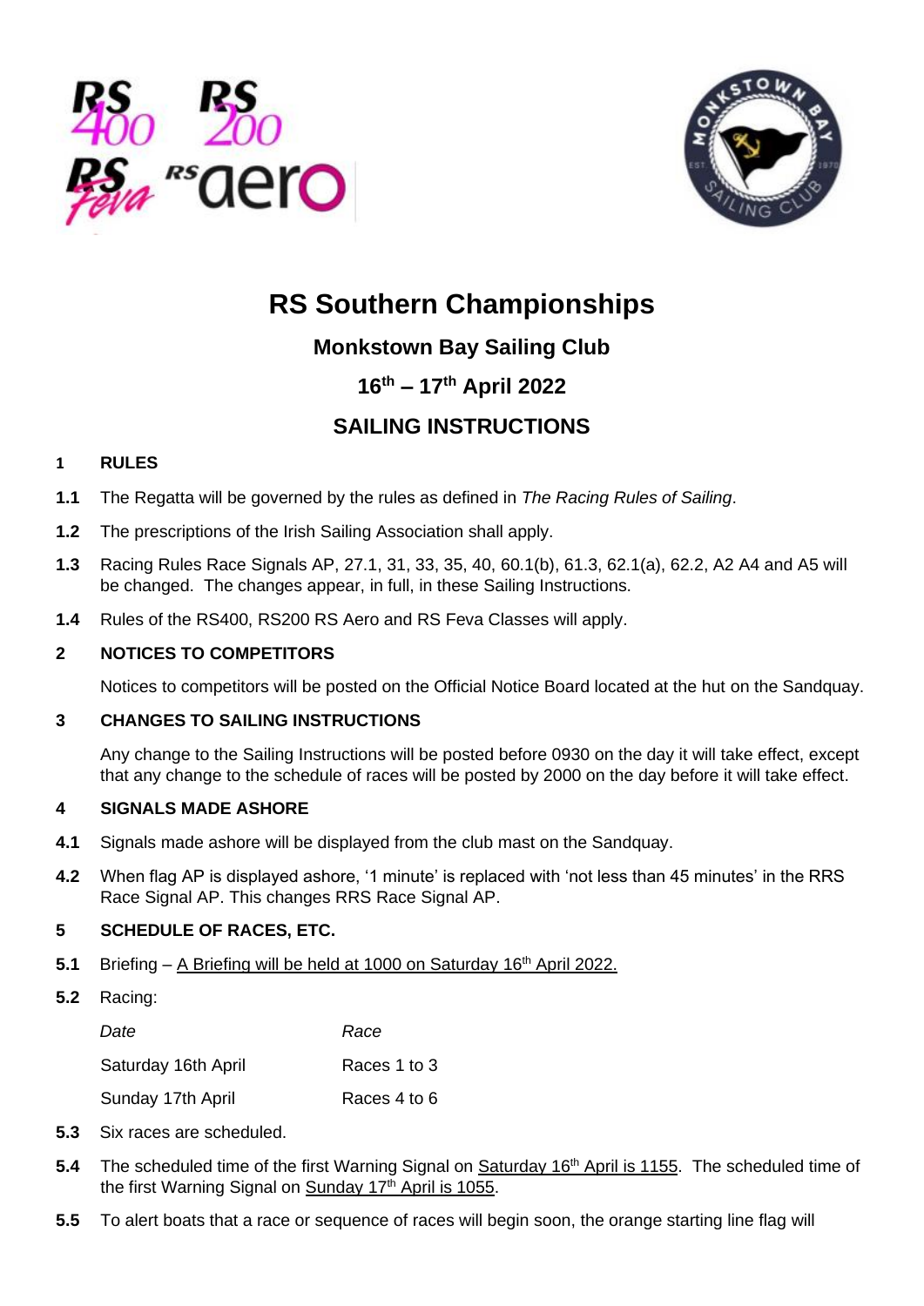# RS Southern Championships

## Monkstown Bay Sailing Club

## 16th – 17th April 2022

## SAILING INSTRUCTIONS

**1 RULES**

**1.1** The Regatta will be governed by the rules as defined in *The Racing Rules of Sailing*.

**1.2** The prescriptions of the Irish Sailing Association shall apply.

**1.3** Racing Rules Race Signals AP, 27.1, 31, 33, 35, 40, 60.1(b), 61.3, 62.1(a), 62.2, A2 A4 and A5 will be changed. The changes appear, in full, in these Sailing Instructions.

**1.4** Rules of the RS400, RS200 RS Aero and RS Feva Classes will apply.

**2 NOTICES TO COMPETITORS**

Notices to competitors will be posted on the Official Notice Board located at the hut on the Sandquay.

**3 CHANGES TO SAILING INSTRUCTIONS**

Any change to the Sailing Instructions will be posted before 0930 on the day it will take effect, except that any change to the schedule of races will be posted by 2000 on the day before it will take effect.

**4 SIGNALS MADE ASHORE**

**4.1** Signals made ashore will be displayed from the club mast on the Sandquay.

**4.2** When flag AP is displayed ashore, '1 minute' is replaced with 'not less than 45 minutes' in the RRS Race Signal AP. This changes RRS Race Signal AP.

**5 SCHEDULE OF RACES, ETC.**

**5.1** Briefing – A Briefing will be held at 1000 on Saturday 16th April 2022.

**5.2** Racing:

| *Date* | *Race* |
|---|---|
| Saturday 16th April | Races 1 to 3 |
| Sunday 17th April | Races 4 to 6 |

**5.3** Six races are scheduled.

**5.4** The scheduled time of the first Warning Signal on Saturday 16th April is 1155. The scheduled time of the first Warning Signal on Sunday 17th April is 1055.

**5.5** To alert boats that a race or sequence of races will begin soon, the orange starting line flag will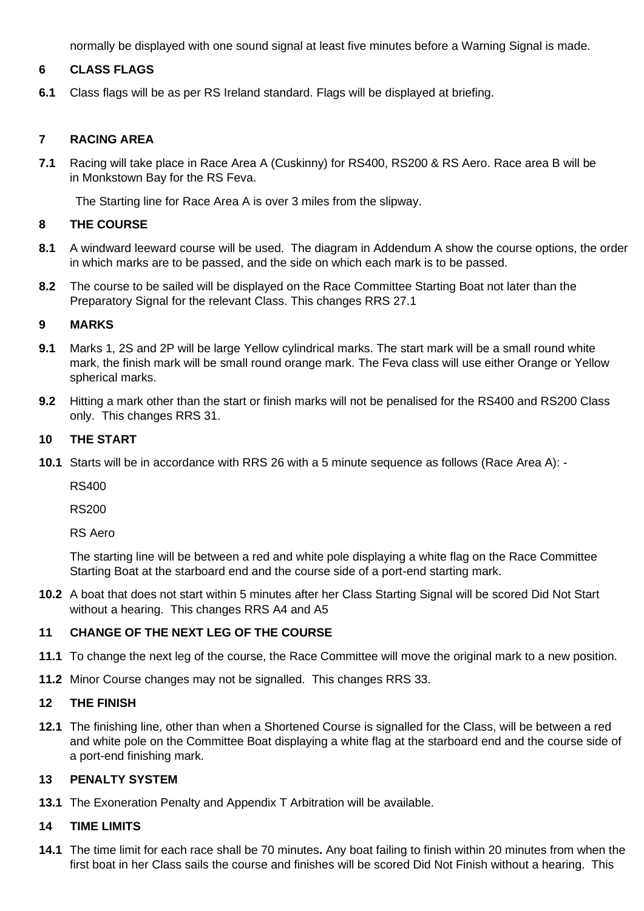normally be displayed with one sound signal at least five minutes before a Warning Signal is made.

## 6 CLASS FLAGS

**6.1** Class flags will be as per RS Ireland standard. Flags will be displayed at briefing.

## 7 RACING AREA

**7.1** Racing will take place in Race Area A (Cuskinny) for RS400, RS200 & RS Aero. Race area B will be in Monkstown Bay for the RS Feva.

The Starting line for Race Area A is over 3 miles from the slipway.

## 8 THE COURSE

**8.1** A windward leeward course will be used. The diagram in Addendum A show the course options, the order in which marks are to be passed, and the side on which each mark is to be passed.

**8.2** The course to be sailed will be displayed on the Race Committee Starting Boat not later than the Preparatory Signal for the relevant Class. This changes RRS 27.1

## 9 MARKS

**9.1** Marks 1, 2S and 2P will be large Yellow cylindrical marks. The start mark will be a small round white mark, the finish mark will be small round orange mark. The Feva class will use either Orange or Yellow spherical marks.

**9.2** Hitting a mark other than the start or finish marks will not be penalised for the RS400 and RS200 Class only. This changes RRS 31.

## 10 THE START

**10.1** Starts will be in accordance with RRS 26 with a 5 minute sequence as follows (Race Area A): -

RS400

RS200

RS Aero

The starting line will be between a red and white pole displaying a white flag on the Race Committee Starting Boat at the starboard end and the course side of a port-end starting mark.

**10.2** A boat that does not start within 5 minutes after her Class Starting Signal will be scored Did Not Start without a hearing. This changes RRS A4 and A5

## 11 CHANGE OF THE NEXT LEG OF THE COURSE

**11.1** To change the next leg of the course, the Race Committee will move the original mark to a new position.

**11.2** Minor Course changes may not be signalled. This changes RRS 33.

## 12 THE FINISH

**12.1** The finishing line, other than when a Shortened Course is signalled for the Class, will be between a red and white pole on the Committee Boat displaying a white flag at the starboard end and the course side of a port-end finishing mark.

## 13 PENALTY SYSTEM

**13.1** The Exoneration Penalty and Appendix T Arbitration will be available.

## 14 TIME LIMITS

**14.1** The time limit for each race shall be 70 minutes**.** Any boat failing to finish within 20 minutes from when the first boat in her Class sails the course and finishes will be scored Did Not Finish without a hearing. This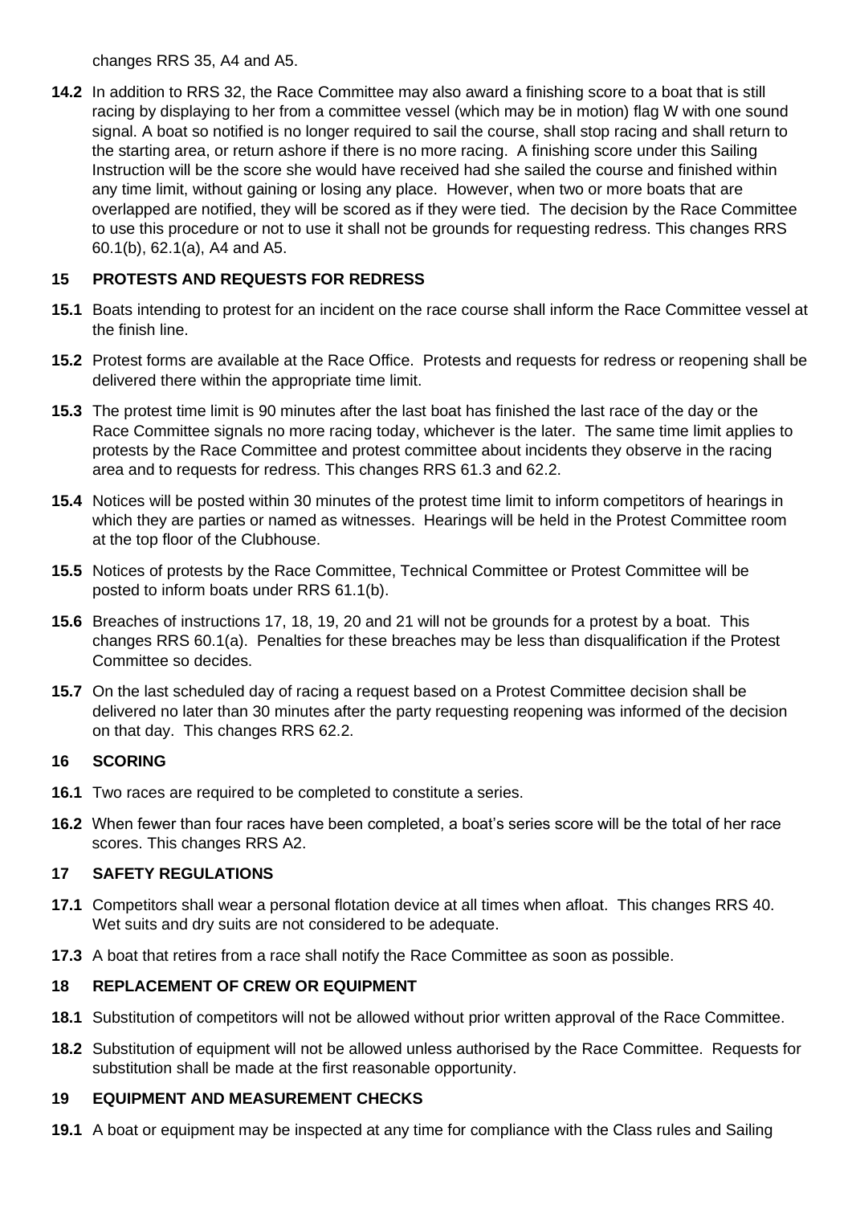changes RRS 35, A4 and A5.

**14.2** In addition to RRS 32, the Race Committee may also award a finishing score to a boat that is still racing by displaying to her from a committee vessel (which may be in motion) flag W with one sound signal. A boat so notified is no longer required to sail the course, shall stop racing and shall return to the starting area, or return ashore if there is no more racing. A finishing score under this Sailing Instruction will be the score she would have received had she sailed the course and finished within any time limit, without gaining or losing any place. However, when two or more boats that are overlapped are notified, they will be scored as if they were tied. The decision by the Race Committee to use this procedure or not to use it shall not be grounds for requesting redress. This changes RRS 60.1(b), 62.1(a), A4 and A5.

## 15 PROTESTS AND REQUESTS FOR REDRESS

**15.1** Boats intending to protest for an incident on the race course shall inform the Race Committee vessel at the finish line.

**15.2** Protest forms are available at the Race Office. Protests and requests for redress or reopening shall be delivered there within the appropriate time limit.

**15.3** The protest time limit is 90 minutes after the last boat has finished the last race of the day or the Race Committee signals no more racing today, whichever is the later. The same time limit applies to protests by the Race Committee and protest committee about incidents they observe in the racing area and to requests for redress. This changes RRS 61.3 and 62.2.

**15.4** Notices will be posted within 30 minutes of the protest time limit to inform competitors of hearings in which they are parties or named as witnesses. Hearings will be held in the Protest Committee room at the top floor of the Clubhouse.

**15.5** Notices of protests by the Race Committee, Technical Committee or Protest Committee will be posted to inform boats under RRS 61.1(b).

**15.6** Breaches of instructions 17, 18, 19, 20 and 21 will not be grounds for a protest by a boat. This changes RRS 60.1(a). Penalties for these breaches may be less than disqualification if the Protest Committee so decides.

**15.7** On the last scheduled day of racing a request based on a Protest Committee decision shall be delivered no later than 30 minutes after the party requesting reopening was informed of the decision on that day. This changes RRS 62.2.

## 16 SCORING

**16.1** Two races are required to be completed to constitute a series.

**16.2** When fewer than four races have been completed, a boat's series score will be the total of her race scores. This changes RRS A2.

## 17 SAFETY REGULATIONS

**17.1** Competitors shall wear a personal flotation device at all times when afloat. This changes RRS 40. Wet suits and dry suits are not considered to be adequate.

**17.3** A boat that retires from a race shall notify the Race Committee as soon as possible.

## 18 REPLACEMENT OF CREW OR EQUIPMENT

**18.1** Substitution of competitors will not be allowed without prior written approval of the Race Committee.

**18.2** Substitution of equipment will not be allowed unless authorised by the Race Committee. Requests for substitution shall be made at the first reasonable opportunity.

## 19 EQUIPMENT AND MEASUREMENT CHECKS

**19.1** A boat or equipment may be inspected at any time for compliance with the Class rules and Sailing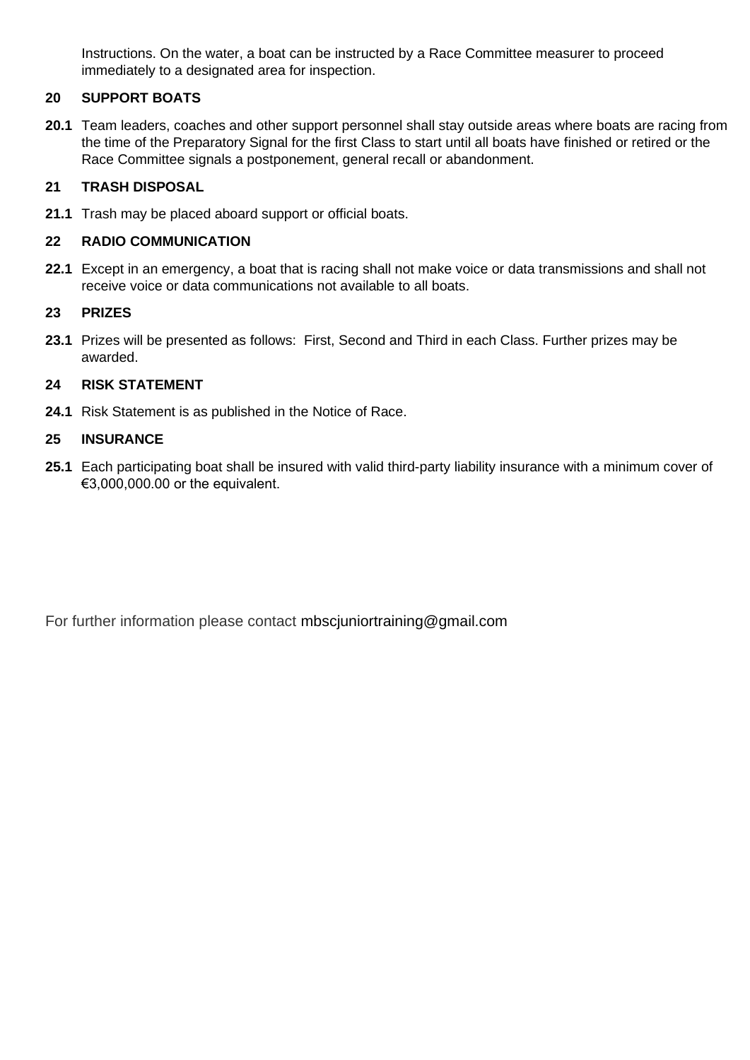Instructions. On the water, a boat can be instructed by a Race Committee measurer to proceed immediately to a designated area for inspection.

## 20 SUPPORT BOATS

**20.1** Team leaders, coaches and other support personnel shall stay outside areas where boats are racing from the time of the Preparatory Signal for the first Class to start until all boats have finished or retired or the Race Committee signals a postponement, general recall or abandonment.

## 21 TRASH DISPOSAL

**21.1** Trash may be placed aboard support or official boats.

## 22 RADIO COMMUNICATION

**22.1** Except in an emergency, a boat that is racing shall not make voice or data transmissions and shall not receive voice or data communications not available to all boats.

## 23 PRIZES

**23.1** Prizes will be presented as follows: First, Second and Third in each Class. Further prizes may be awarded.

## 24 RISK STATEMENT

**24.1** Risk Statement is as published in the Notice of Race.

## 25 INSURANCE

**25.1** Each participating boat shall be insured with valid third-party liability insurance with a minimum cover of €3,000,000.00 or the equivalent.

For further information please contact mbscjuniortraining@gmail.com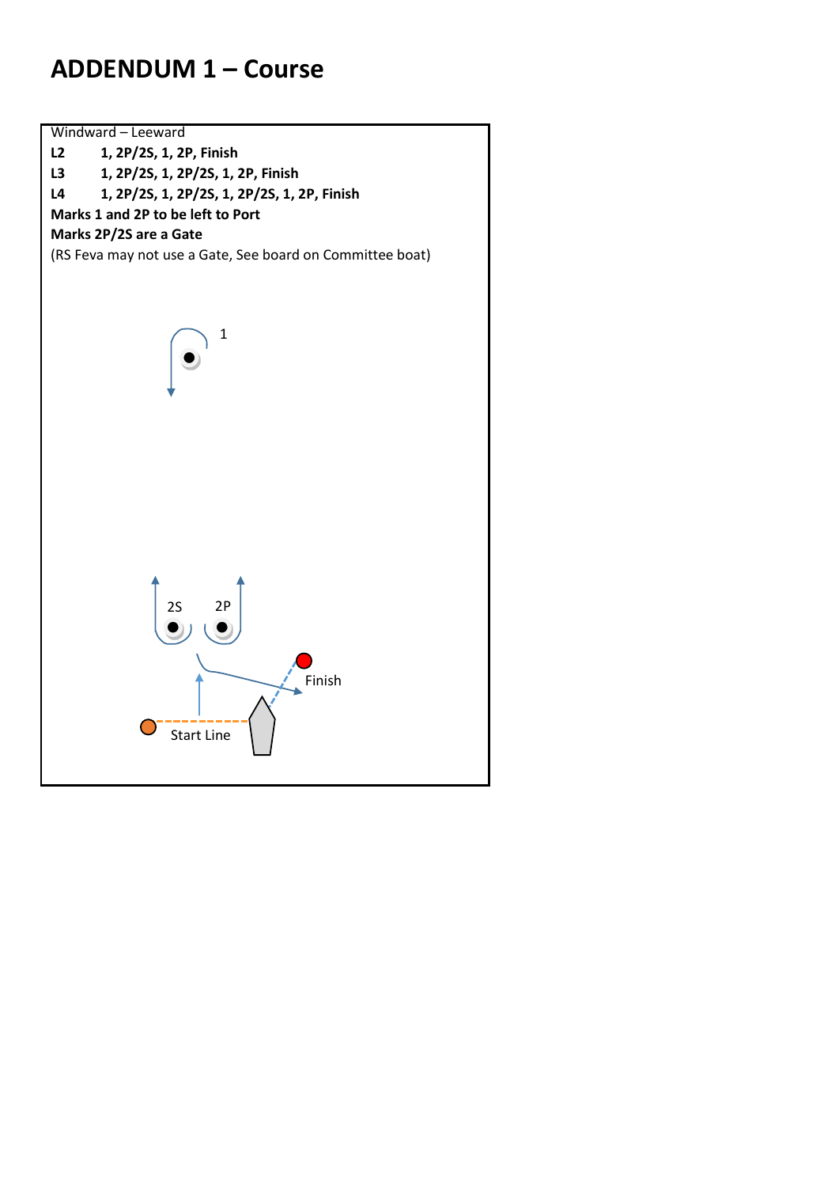# ADDENDUM 1 – Course

Windward – Leeward

**L2** **1, 2P/2S, 1, 2P, Finish**

**L3** **1, 2P/2S, 1, 2P/2S, 1, 2P, Finish**

**L4** **1, 2P/2S, 1, 2P/2S, 1, 2P/2S, 1, 2P, Finish**

**Marks 1 and 2P to be left to Port**

**Marks 2P/2S are a Gate**

(RS Feva may not use a Gate, See board on Committee boat)

1

2S

2P

Finish

Start Line